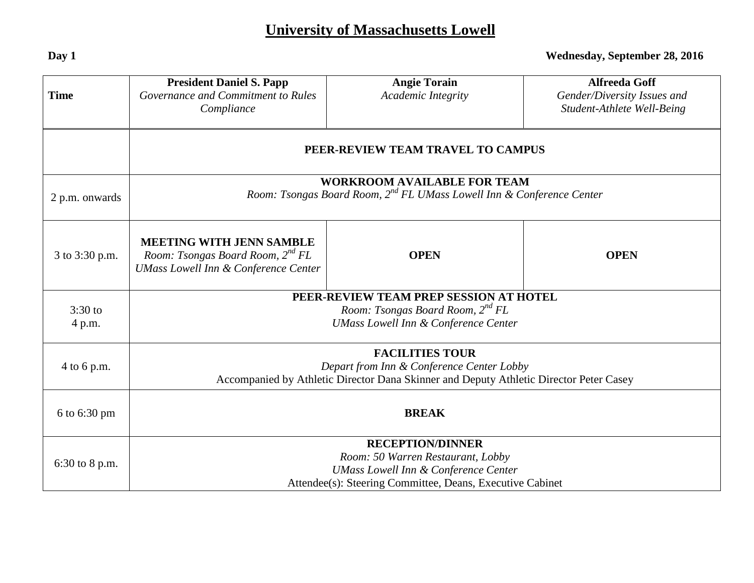# University of Massachusetts Lowell

**Day 1** **Wednesday, September 28, 2016**

| Time | **President Daniel S. Papp**<br>*Governance and Commitment to Rules Compliance* | **Angie Torain**<br>*Academic Integrity* | **Alfreeda Goff**<br>*Gender/Diversity Issues and Student-Athlete Well-Being* |
|---|---|---|---|
| | **PEER-REVIEW TEAM TRAVEL TO CAMPUS** | | |
| 2 p.m. onwards | **WORKROOM AVAILABLE FOR TEAM**<br>*Room: Tsongas Board Room, 2nd FL UMass Lowell Inn & Conference Center* | | |
| 3 to 3:30 p.m. | **MEETING WITH JENN SAMBLE**<br>*Room: Tsongas Board Room, 2nd FL UMass Lowell Inn & Conference Center* | **OPEN** | **OPEN** |
| 3:30 to 4 p.m. | **PEER-REVIEW TEAM PREP SESSION AT HOTEL**<br>*Room: Tsongas Board Room, 2nd FL UMass Lowell Inn & Conference Center* | | |
| 4 to 6 p.m. | **FACILITIES TOUR**<br>*Depart from Inn & Conference Center Lobby*<br>Accompanied by Athletic Director Dana Skinner and Deputy Athletic Director Peter Casey | | |
| 6 to 6:30 pm | **BREAK** | | |
| 6:30 to 8 p.m. | **RECEPTION/DINNER**<br>*Room: 50 Warren Restaurant, Lobby*<br>*UMass Lowell Inn & Conference Center*<br>Attendee(s): Steering Committee, Deans, Executive Cabinet | | |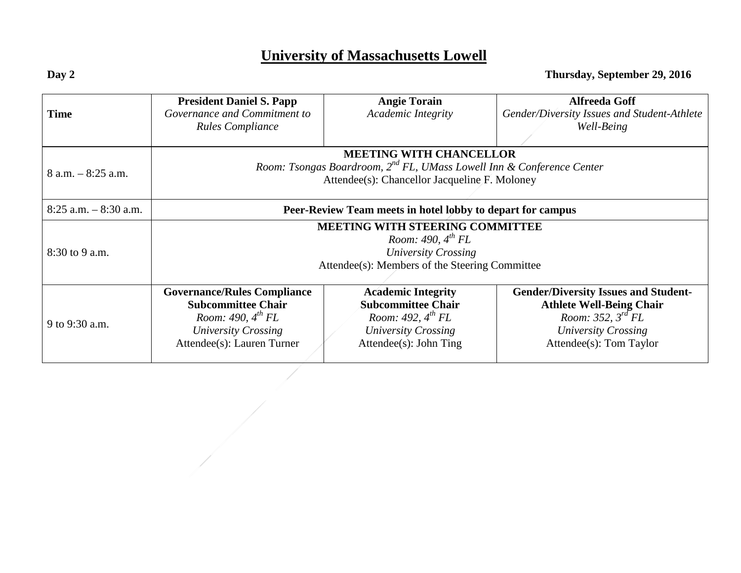# University of Massachusetts Lowell

**Day 2** **Thursday, September 29, 2016**

| **Time** | **President Daniel S. Papp** *Governance and Commitment to Rules Compliance* | **Angie Torain** *Academic Integrity* | **Alfreeda Goff** *Gender/Diversity Issues and Student-Athlete Well-Being* |
|---|---|---|---|
| 8 a.m. – 8:25 a.m. | **MEETING WITH CHANCELLOR** *Room: Tsongas Boardroom, 2nd FL, UMass Lowell Inn & Conference Center* Attendee(s): Chancellor Jacqueline F. Moloney | | |
| 8:25 a.m. – 8:30 a.m. | **Peer-Review Team meets in hotel lobby to depart for campus** | | |
| 8:30 to 9 a.m. | **MEETING WITH STEERING COMMITTEE** *Room: 490, 4th FL* *University Crossing* Attendee(s): Members of the Steering Committee | | |
| 9 to 9:30 a.m. | **Governance/Rules Compliance Subcommittee Chair** *Room: 490, 4th FL* *University Crossing* Attendee(s): Lauren Turner | **Academic Integrity Subcommittee Chair** *Room: 492, 4th FL* *University Crossing* Attendee(s): John Ting | **Gender/Diversity Issues and Student-Athlete Well-Being Chair** *Room: 352, 3rd FL* *University Crossing* Attendee(s): Tom Taylor |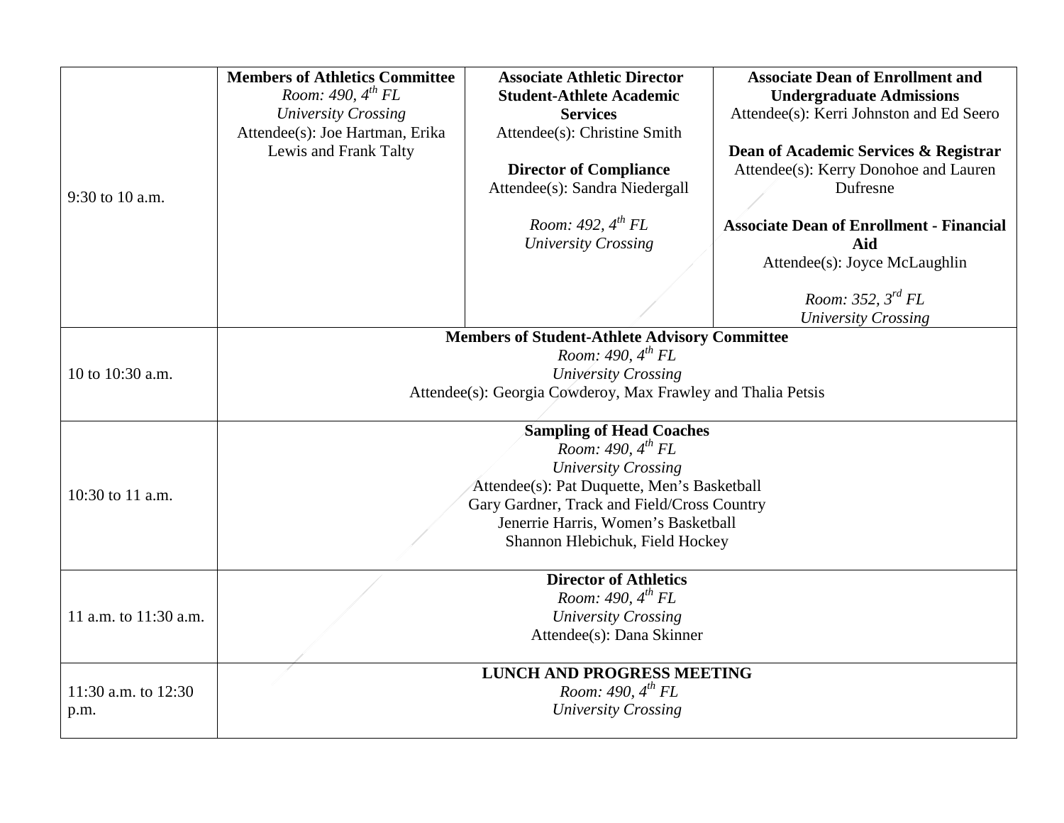| Time | | | |
|---|---|---|---|
| 9:30 to 10 a.m. | **Members of Athletics Committee**<br>*Room: 490, 4th FL*<br>*University Crossing*<br>Attendee(s): Joe Hartman, Erika Lewis and Frank Talty | **Associate Athletic Director Student-Athlete Academic Services**<br>Attendee(s): Christine Smith<br><br>**Director of Compliance**<br>Attendee(s): Sandra Niedergall<br><br>*Room: 492, 4th FL*<br>*University Crossing* | **Associate Dean of Enrollment and Undergraduate Admissions**<br>Attendee(s): Kerri Johnston and Ed Seero<br><br>**Dean of Academic Services & Registrar**<br>Attendee(s): Kerry Donohoe and Lauren Dufresne<br><br>**Associate Dean of Enrollment - Financial Aid**<br>Attendee(s): Joyce McLaughlin<br><br>*Room: 352, 3rd FL*<br>*University Crossing* |
| 10 to 10:30 a.m. | **Members of Student-Athlete Advisory Committee**<br>*Room: 490, 4th FL*<br>*University Crossing*<br>Attendee(s): Georgia Cowderoy, Max Frawley and Thalia Petsis | | |
| 10:30 to 11 a.m. | **Sampling of Head Coaches**<br>*Room: 490, 4th FL*<br>*University Crossing*<br>Attendee(s): Pat Duquette, Men's Basketball<br>Gary Gardner, Track and Field/Cross Country<br>Jenerrie Harris, Women's Basketball<br>Shannon Hlebichuk, Field Hockey | | |
| 11 a.m. to 11:30 a.m. | **Director of Athletics**<br>*Room: 490, 4th FL*<br>*University Crossing*<br>Attendee(s): Dana Skinner | | |
| 11:30 a.m. to 12:30 p.m. | **LUNCH AND PROGRESS MEETING**<br>*Room: 490, 4th FL*<br>*University Crossing* | | |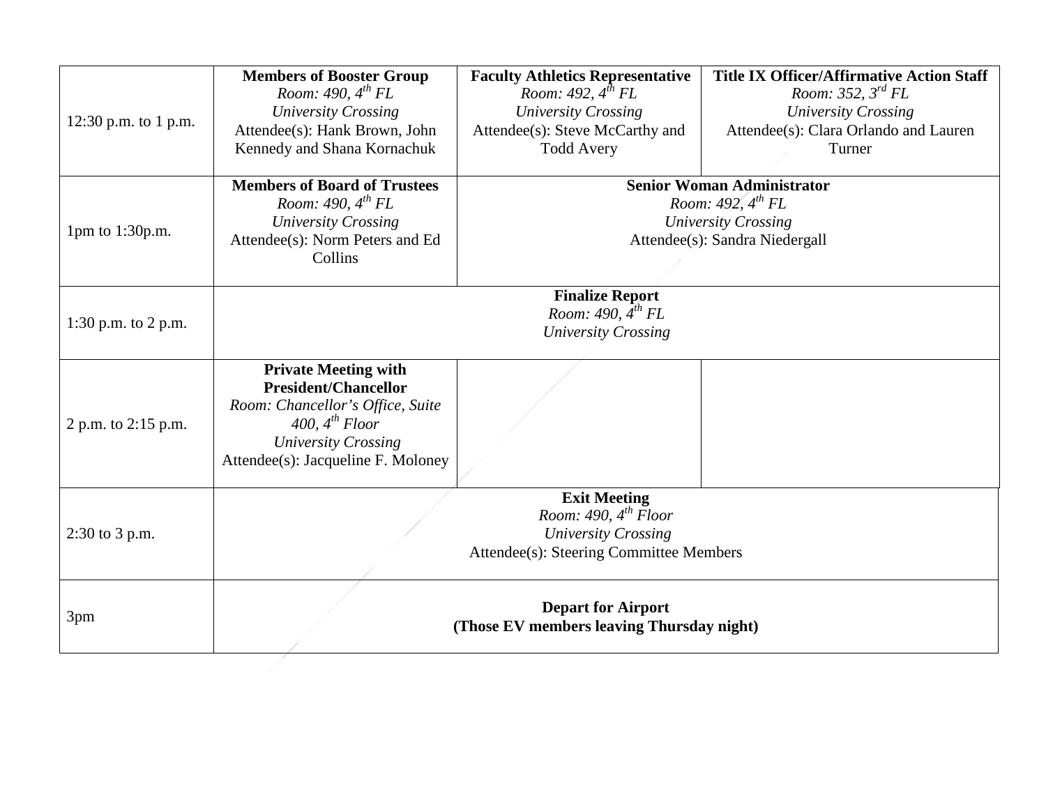| | | | |
|---|---|---|---|
| 12:30 p.m. to 1 p.m. | **Members of Booster Group**<br>*Room: 490, 4th FL*<br>*University Crossing*<br>Attendee(s): Hank Brown, John Kennedy and Shana Kornachuk | **Faculty Athletics Representative**<br>*Room: 492, 4th FL*<br>*University Crossing*<br>Attendee(s): Steve McCarthy and Todd Avery | **Title IX Officer/Affirmative Action Staff**<br>*Room: 352, 3rd FL*<br>*University Crossing*<br>Attendee(s): Clara Orlando and Lauren Turner |
| 1pm to 1:30p.m. | **Members of Board of Trustees**<br>*Room: 490, 4th FL*<br>*University Crossing*<br>Attendee(s): Norm Peters and Ed Collins | **Senior Woman Administrator**<br>*Room: 492, 4th FL*<br>*University Crossing*<br>Attendee(s): Sandra Niedergall | |
| 1:30 p.m. to 2 p.m. | **Finalize Report**<br>*Room: 490, 4th FL*<br>*University Crossing* | | |
| 2 p.m. to 2:15 p.m. | **Private Meeting with President/Chancellor**<br>*Room: Chancellor's Office, Suite 400, 4th Floor*<br>*University Crossing*<br>Attendee(s): Jacqueline F. Moloney | | |
| 2:30 to 3 p.m. | **Exit Meeting**<br>*Room: 490, 4th Floor*<br>*University Crossing*<br>Attendee(s): Steering Committee Members | | |
| 3pm | **Depart for Airport**<br>**(Those EV members leaving Thursday night)** | | |